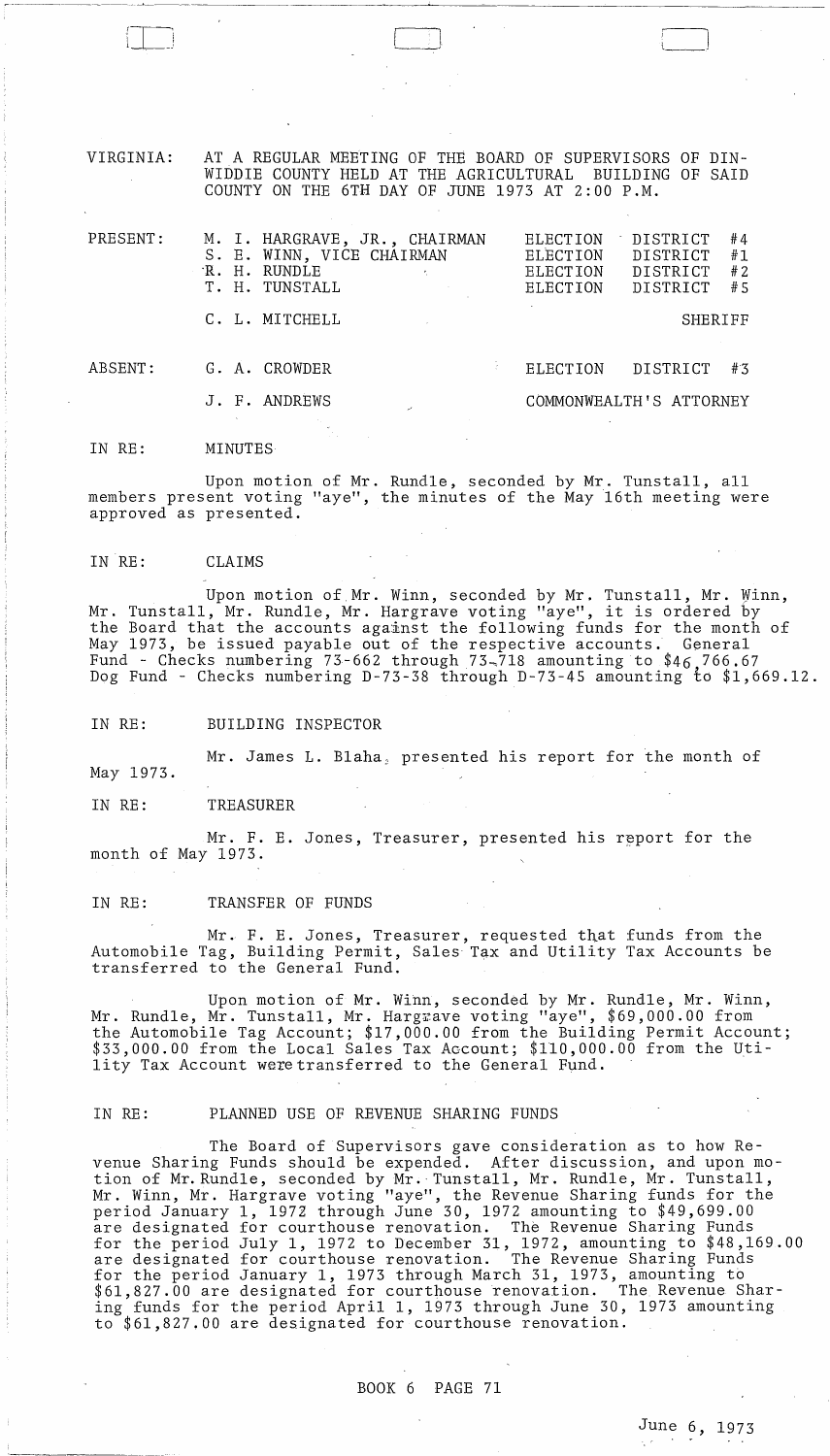VIRGINIA: AT A REGULAR MEETING OF THE BOARD OF SUPERVISORS OF DINWIDDIE COUNTY HELD AT THE AGRICULTURAL BUILDING OF SAID COUNTY ON THE 6TH DAY OF JUNE 1973 AT 2:00 P.M.

| PRESENT: | M. I. HARGRAVE, JR., CHAIRMAN | ELECTION DISTRICT #4 |
|---|---|---|
| | S. E. WINN, VICE CHAIRMAN | ELECTION DISTRICT #1 |
| | R. H. RUNDLE | ELECTION DISTRICT #2 |
| | T. H. TUNSTALL | ELECTION DISTRICT #5 |
| | C. L. MITCHELL | SHERIFF |
| ABSENT: | G. A. CROWDER | ELECTION DISTRICT #3 |
| | J. F. ANDREWS | COMMONWEALTH'S ATTORNEY |

IN RE: MINUTES

Upon motion of Mr. Rundle, seconded by Mr. Tunstall, all members present voting "aye", the minutes of the May 16th meeting were approved as presented.

IN RE: CLAIMS

Upon motion of Mr. Winn, seconded by Mr. Tunstall, Mr. Winn, Mr. Tunstall, Mr. Rundle, Mr. Hargrave voting "aye", it is ordered by the Board that the accounts against the following funds for the month of May 1973, be issued payable out of the respective accounts. General Fund - Checks numbering 73-662 through 73-718 amounting to $46,766.67 Dog Fund - Checks numbering D-73-38 through D-73-45 amounting to $1,669.12.

IN RE: BUILDING INSPECTOR

Mr. James L. Blaha, presented his report for the month of May 1973.

IN RE: TREASURER

Mr. F. E. Jones, Treasurer, presented his report for the month of May 1973.

IN RE: TRANSFER OF FUNDS

Mr. F. E. Jones, Treasurer, requested that funds from the Automobile Tag, Building Permit, Sales Tax and Utility Tax Accounts be transferred to the General Fund.

Upon motion of Mr. Winn, seconded by Mr. Rundle, Mr. Winn, Mr. Rundle, Mr. Tunstall, Mr. Hargrave voting "aye", $69,000.00 from the Automobile Tag Account; $17,000.00 from the Building Permit Account; $33,000.00 from the Local Sales Tax Account; $110,000.00 from the Utility Tax Account were transferred to the General Fund.

IN RE: PLANNED USE OF REVENUE SHARING FUNDS

The Board of Supervisors gave consideration as to how Revenue Sharing Funds should be expended. After discussion, and upon motion of Mr. Rundle, seconded by Mr. Tunstall, Mr. Rundle, Mr. Tunstall, Mr. Winn, Mr. Hargrave voting "aye", the Revenue Sharing funds for the period January 1, 1972 through June 30, 1972 amounting to $49,699.00 are designated for courthouse renovation. The Revenue Sharing Funds for the period July 1, 1972 to December 31, 1972, amounting to $48,169.00 are designated for courthouse renovation. The Revenue Sharing Funds for the period January 1, 1973 through March 31, 1973, amounting to $61,827.00 are designated for courthouse renovation. The Revenue Sharing funds for the period April 1, 1973 through June 30, 1973 amounting to $61,827.00 are designated for courthouse renovation.

BOOK 6 PAGE 71

June 6, 1973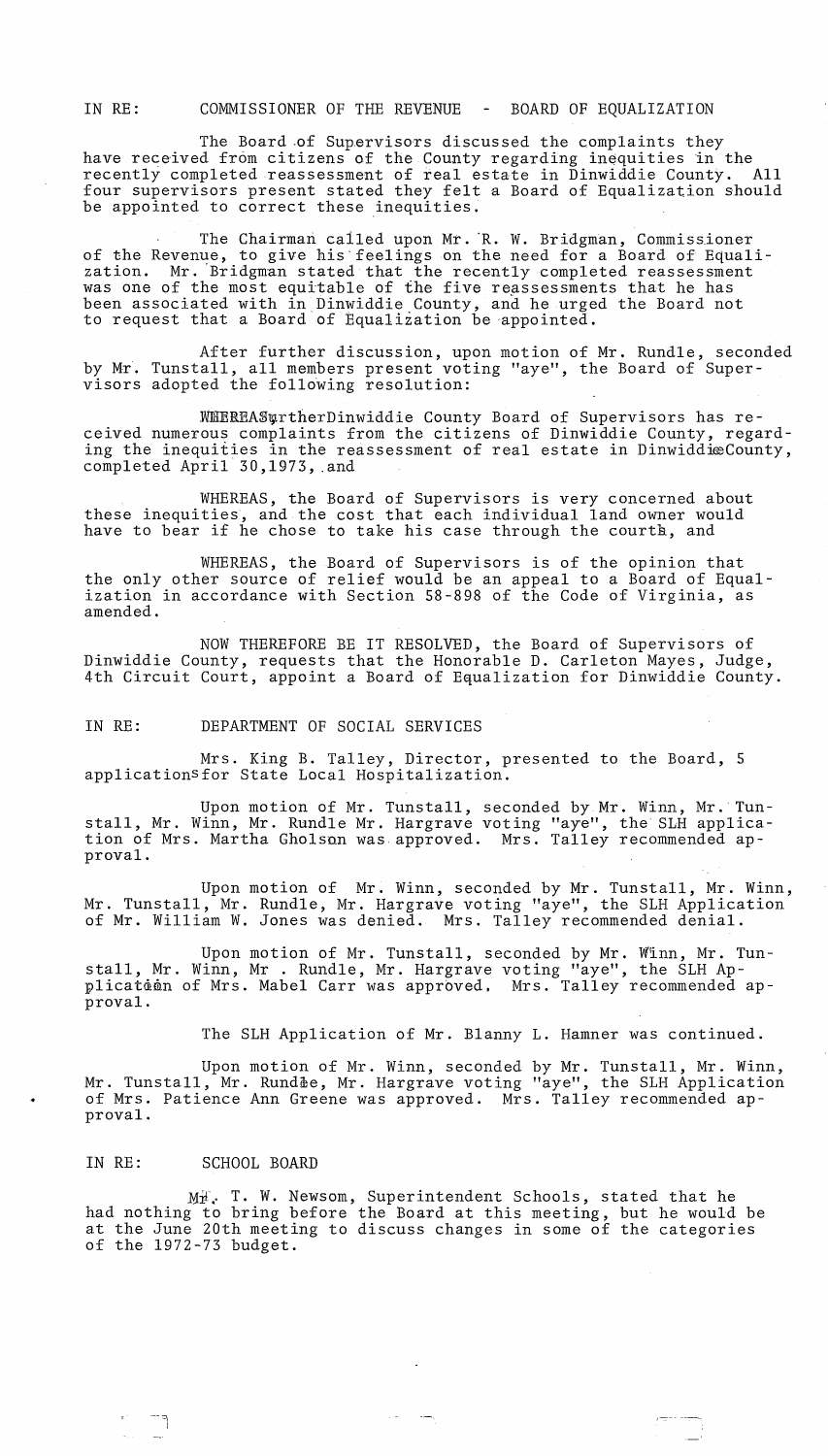IN RE: COMMISSIONER OF THE REVENUE - BOARD OF EQUALIZATION

The Board of Supervisors discussed the complaints they have received from citizens of the County regarding inequities in the recently completed reassessment of real estate in Dinwiddie County. All four supervisors present stated they felt a Board of Equalization should be appointed to correct these inequities.

The Chairman called upon Mr. R. W. Bridgman, Commissioner of the Revenue, to give his feelings on the need for a Board of Equalization. Mr. Bridgman stated that the recently completed reassessment was one of the most equitable of the five reassessments that he has been associated with in Dinwiddie County, and he urged the Board not to request that a Board of Equalization be appointed.

After further discussion, upon motion of Mr. Rundle, seconded by Mr. Tunstall, all members present voting "aye", the Board of Supervisors adopted the following resolution:

WHEREAS, the Dinwiddie County Board of Supervisors has received numerous complaints from the citizens of Dinwiddie County, regarding the inequities in the reassessment of real estate in Dinwiddie County, completed April 30,1973, and

WHEREAS, the Board of Supervisors is very concerned about these inequities, and the cost that each individual land owner would have to bear if he chose to take his case through the courts, and

WHEREAS, the Board of Supervisors is of the opinion that the only other source of relief would be an appeal to a Board of Equalization in accordance with Section 58-898 of the Code of Virginia, as amended.

NOW THEREFORE BE IT RESOLVED, the Board of Supervisors of Dinwiddie County, requests that the Honorable D. Carleton Mayes, Judge, 4th Circuit Court, appoint a Board of Equalization for Dinwiddie County.

IN RE: DEPARTMENT OF SOCIAL SERVICES

Mrs. King B. Talley, Director, presented to the Board, 5 applications for State Local Hospitalization.

Upon motion of Mr. Tunstall, seconded by Mr. Winn, Mr. Tunstall, Mr. Winn, Mr. Rundle Mr. Hargrave voting "aye", the SLH application of Mrs. Martha Gholson was approved. Mrs. Talley recommended approval.

Upon motion of Mr. Winn, seconded by Mr. Tunstall, Mr. Winn, Mr. Tunstall, Mr. Rundle, Mr. Hargrave voting "aye", the SLH Application of Mr. William W. Jones was denied. Mrs. Talley recommended denial.

Upon motion of Mr. Tunstall, seconded by Mr. Winn, Mr. Tunstall, Mr. Winn, Mr . Rundle, Mr. Hargrave voting "aye", the SLH Application of Mrs. Mabel Carr was approved. Mrs. Talley recommended approval.

The SLH Application of Mr. Blanny L. Hamner was continued.

Upon motion of Mr. Winn, seconded by Mr. Tunstall, Mr. Winn, Mr. Tunstall, Mr. Rundle, Mr. Hargrave voting "aye", the SLH Application of Mrs. Patience Ann Greene was approved. Mrs. Talley recommended approval.

IN RE: SCHOOL BOARD

Mr. T. W. Newsom, Superintendent Schools, stated that he had nothing to bring before the Board at this meeting, but he would be at the June 20th meeting to discuss changes in some of the categories of the 1972-73 budget.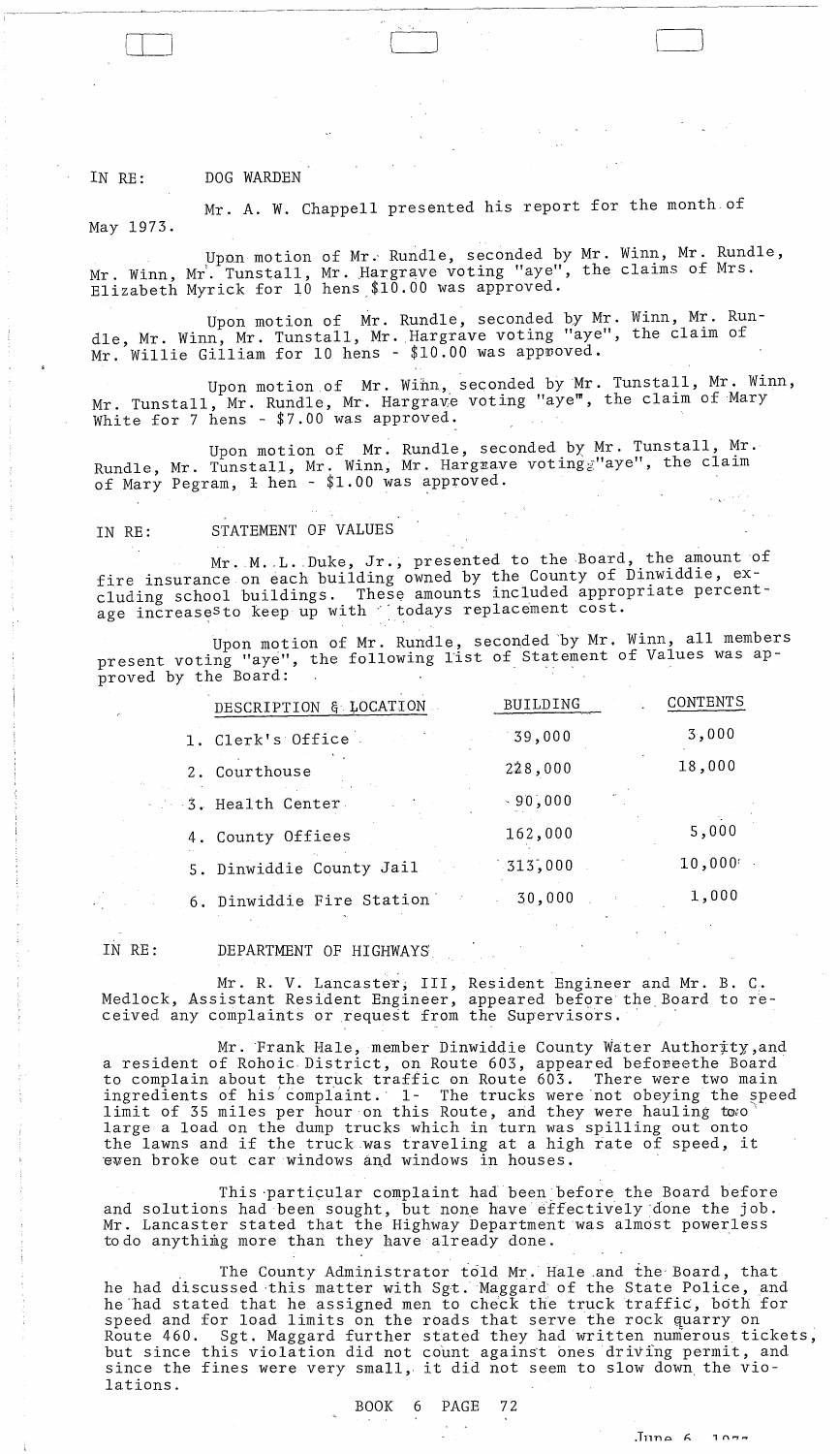IN RE: DOG WARDEN

Mr. A. W. Chappell presented his report for the month of May 1973.

Upon motion of Mr. Rundle, seconded by Mr. Winn, Mr. Rundle, Mr. Winn, Mr. Tunstall, Mr. Hargrave voting "aye", the claims of Mrs. Elizabeth Myrick for 10 hens $10.00 was approved.

Upon motion of Mr. Rundle, seconded by Mr. Winn, Mr. Rundle, Mr. Winn, Mr. Tunstall, Mr. Hargrave voting "aye", the claim of Mr. Willie Gilliam for 10 hens - $10.00 was approved.

Upon motion of Mr. Winn, seconded by Mr. Tunstall, Mr. Winn, Mr. Tunstall, Mr. Rundle, Mr. Hargrave voting "aye", the claim of Mary White for 7 hens - $7.00 was approved.

Upon motion of Mr. Rundle, seconded by Mr. Tunstall, Mr. Rundle, Mr. Tunstall, Mr. Winn, Mr. Hargrave voting "aye", the claim of Mary Pegram, 1 hen - $1.00 was approved.

IN RE: STATEMENT OF VALUES

Mr. M. L. Duke, Jr., presented to the Board, the amount of fire insurance on each building owned by the County of Dinwiddie, excluding school buildings. These amounts included appropriate percentage increases to keep up with todays replacement cost.

Upon motion of Mr. Rundle, seconded by Mr. Winn, all members present voting "aye", the following list of Statement of Values was approved by the Board:

| DESCRIPTION & LOCATION | BUILDING | CONTENTS |
|---|---|---|
| 1. Clerk's Office | 39,000 | 3,000 |
| 2. Courthouse | 228,000 | 18,000 |
| 3. Health Center | 90,000 | |
| 4. County Offices | 162,000 | 5,000 |
| 5. Dinwiddie County Jail | 313,000 | 10,000 |
| 6. Dinwiddie Fire Station | 30,000 | 1,000 |

IN RE: DEPARTMENT OF HIGHWAYS

Mr. R. V. Lancaster, III, Resident Engineer and Mr. B. C. Medlock, Assistant Resident Engineer, appeared before the Board to receive any complaints or request from the Supervisors.

Mr. Frank Hale, member Dinwiddie County Water Authority, and a resident of Rohoic District, on Route 603, appeared before the Board to complain about the truck traffic on Route 603. There were two main ingredients of his complaint. 1- The trucks were not obeying the speed limit of 35 miles per hour on this Route, and they were hauling too large a load on the dump trucks which in turn was spilling out onto the lawns and if the truck was traveling at a high rate of speed, it even broke out car windows and windows in houses.

This particular complaint had been before the Board before and solutions had been sought, but none have effectively done the job. Mr. Lancaster stated that the Highway Department was almost powerless to do anything more than they have already done.

The County Administrator told Mr. Hale and the Board, that he had discussed this matter with Sgt. Maggard of the State Police, and he had stated that he assigned men to check the truck traffic, both for speed and for load limits on the roads that serve the rock quarry on Route 460. Sgt. Maggard further stated they had written numerous tickets, but since this violation did not count against ones driving permit, and since the fines were very small, it did not seem to slow down the violations.

BOOK 6 PAGE 72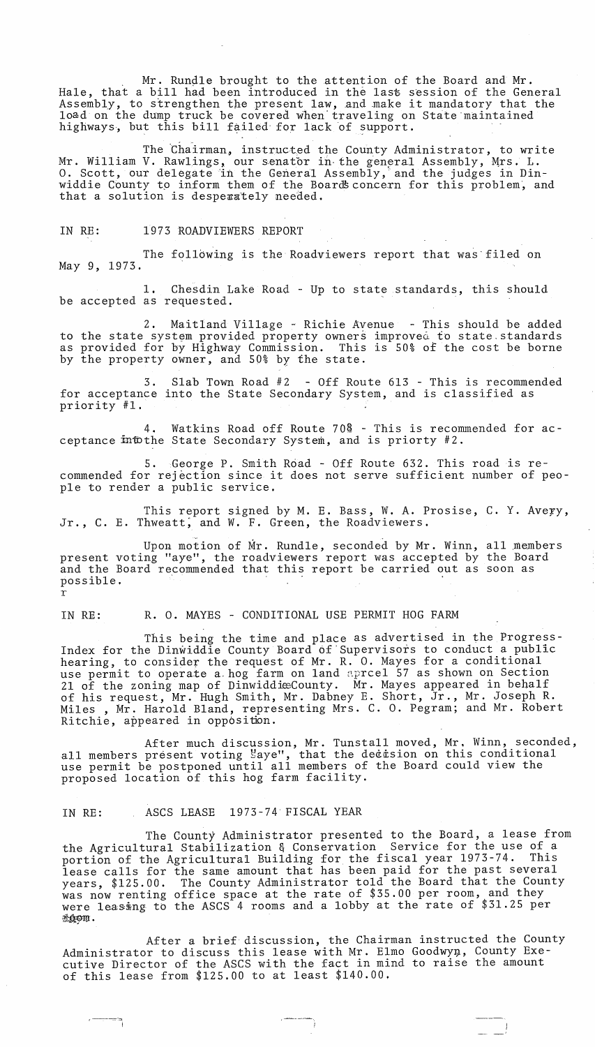Mr. Rundle brought to the attention of the Board and Mr. Hale, that a bill had been introduced in the last session of the General Assembly, to strengthen the present law, and make it mandatory that the load on the dump truck be covered when traveling on State maintained highways, but this bill failed for lack of support.

The Chairman, instructed the County Administrator, to write Mr. William V. Rawlings, our senator in the general Assembly, Mrs. L. O. Scott, our delegate in the General Assembly, and the judges in Dinwiddie County to inform them of the Boards concern for this problem, and that a solution is desperately needed.

IN RE: 1973 ROADVIEWERS REPORT

The following is the Roadviewers report that was filed on May 9, 1973.

1. Chesdin Lake Road - Up to state standards, this should be accepted as requested.

2. Maitland Village - Richie Avenue - This should be added to the state system provided property owners improved to state standards as provided for by Highway Commission. This is 50% of the cost be borne by the property owner, and 50% by the state.

3. Slab Town Road #2 - Off Route 613 - This is recommended for acceptance into the State Secondary System, and is classified as priority #1.

4. Watkins Road off Route 708 - This is recommended for acceptance intothe State Secondary System, and is priorty #2.

5. George P. Smith Road - Off Route 632. This road is recommended for rejection since it does not serve sufficient number of people to render a public service.

This report signed by M. E. Bass, W. A. Prosise, C. Y. Avery, Jr., C. E. Thweatt, and W. F. Green, the Roadviewers.

Upon motion of Mr. Rundle, seconded by Mr. Winn, all members present voting "aye", the roadviewers report was accepted by the Board and the Board recommended that this report be carried out as soon as possible.

IN RE: R. O. MAYES - CONDITIONAL USE PERMIT HOG FARM

This being the time and place as advertised in the Progress-Index for the Dinwiddie County Board of Supervisors to conduct a public hearing, to consider the request of Mr. R. O. Mayes for a conditional use permit to operate a hog farm on land parcel 57 as shown on Section 21 of the zoning map of DinwiddieCounty. Mr. Mayes appeared in behalf of his request, Mr. Hugh Smith, Mr. Dabney E. Short, Jr., Mr. Joseph R. Miles, Mr. Harold Bland, representing Mrs. C. O. Pegram; and Mr. Robert Ritchie, appeared in opposition.

After much discussion, Mr. Tunstall moved, Mr. Winn, seconded, all members present voting "aye", that the decision on this conditional use permit be postponed until all members of the Board could view the proposed location of this hog farm facility.

IN RE: ASCS LEASE 1973-74 FISCAL YEAR

The County Administrator presented to the Board, a lease from the Agricultural Stabilization & Conservation Service for the use of a portion of the Agricultural Building for the fiscal year 1973-74. This lease calls for the same amount that has been paid for the past several years, $125.00. The County Administrator told the Board that the County was now renting office space at the rate of $35.00 per room, and they were leasing to the ASCS 4 rooms and a lobby at the rate of $31.25 per room.

After a brief discussion, the Chairman instructed the County Administrator to discuss this lease with Mr. Elmo Goodwyn, County Executive Director of the ASCS with the fact in mind to raise the amount of this lease from $125.00 to at least $140.00.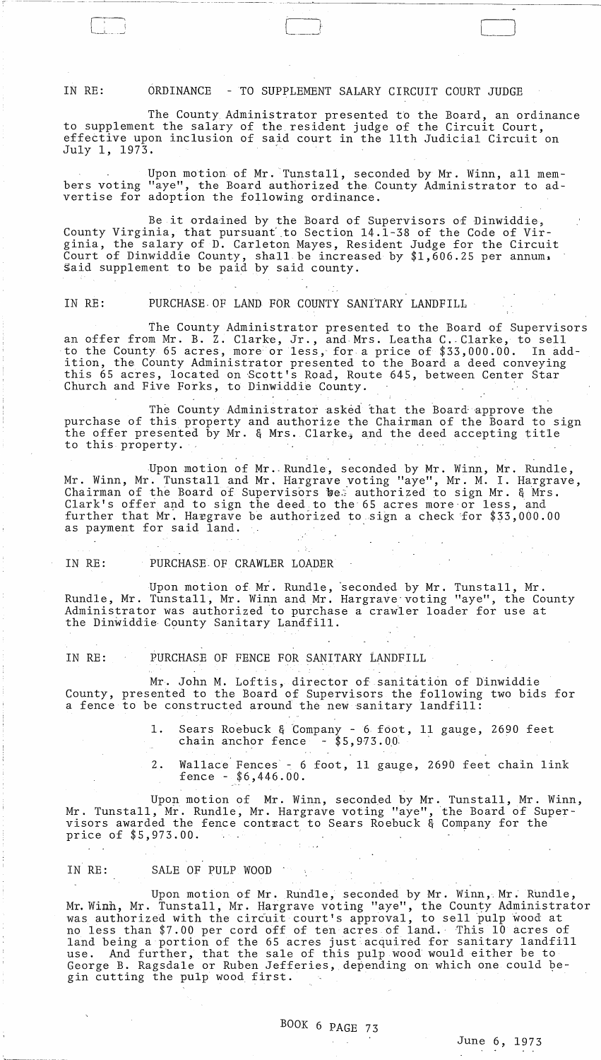IN RE: ORDINANCE - TO SUPPLEMENT SALARY CIRCUIT COURT JUDGE

The County Administrator presented to the Board, an ordinance to supplement the salary of the resident judge of the Circuit Court, effective upon inclusion of said court in the 11th Judicial Circuit on July 1, 1973.

Upon motion of Mr. Tunstall, seconded by Mr. Winn, all members voting "aye", the Board authorized the County Administrator to advertise for adoption the following ordinance.

Be it ordained by the Board of Supervisors of Dinwiddie, County Virginia, that pursuant to Section 14.1-38 of the Code of Virginia, the salary of D. Carleton Mayes, Resident Judge for the Circuit Court of Dinwiddie County, shall be increased by $1,606.25 per annum, said supplement to be paid by said county.

IN RE: PURCHASE OF LAND FOR COUNTY SANITARY LANDFILL

The County Administrator presented to the Board of Supervisors an offer from Mr. B. Z. Clarke, Jr., and Mrs. Leatha C. Clarke, to sell to the County 65 acres, more or less, for a price of $33,000.00. In addition, the County Administrator presented to the Board a deed conveying this 65 acres, located on Scott's Road, Route 645, between Center Star Church and Five Forks, to Dinwiddie County.

The County Administrator asked that the Board approve the purchase of this property and authorize the Chairman of the Board to sign the offer presented by Mr. & Mrs. Clarke, and the deed accepting title to this property.

Upon motion of Mr. Rundle, seconded by Mr. Winn, Mr. Rundle, Mr. Winn, Mr. Tunstall and Mr. Hargrave voting "aye", Mr. M. I. Hargrave, Chairman of the Board of Supervisors be authorized to sign Mr. & Mrs. Clark's offer and to sign the deed to the 65 acres more or less, and further that Mr. Hargrave be authorized to sign a check for $33,000.00 as payment for said land.

IN RE: PURCHASE OF CRAWLER LOADER

Upon motion of Mr. Rundle, seconded by Mr. Tunstall, Mr. Rundle, Mr. Tunstall, Mr. Winn and Mr. Hargrave voting "aye", the County Administrator was authorized to purchase a crawler loader for use at the Dinwiddie County Sanitary Landfill.

IN RE: PURCHASE OF FENCE FOR SANITARY LANDFILL

Mr. John M. Loftis, director of sanitation of Dinwiddie County, presented to the Board of Supervisors the following two bids for a fence to be constructed around the new sanitary landfill:

1. Sears Roebuck & Company - 6 foot, 11 gauge, 2690 feet chain anchor fence - $5,973.00
2. Wallace Fences - 6 foot, 11 gauge, 2690 feet chain link fence - $6,446.00.

Upon motion of Mr. Winn, seconded by Mr. Tunstall, Mr. Winn, Mr. Tunstall, Mr. Rundle, Mr. Hargrave voting "aye", the Board of Supervisors awarded the fence contract to Sears Roebuck & Company for the price of $5,973.00.

IN RE: SALE OF PULP WOOD

Upon motion of Mr. Rundle, seconded by Mr. Winn, Mr. Rundle, Mr. Winn, Mr. Tunstall, Mr. Hargrave voting "aye", the County Administrator was authorized with the circuit court's approval, to sell pulp wood at no less than $7.00 per cord off of ten acres of land. This 10 acres of land being a portion of the 65 acres just acquired for sanitary landfill use. And further, that the sale of this pulp wood would either be to George B. Ragsdale or Ruben Jefferies, depending on which one could begin cutting the pulp wood first.

BOOK 6 PAGE 73

June 6, 1973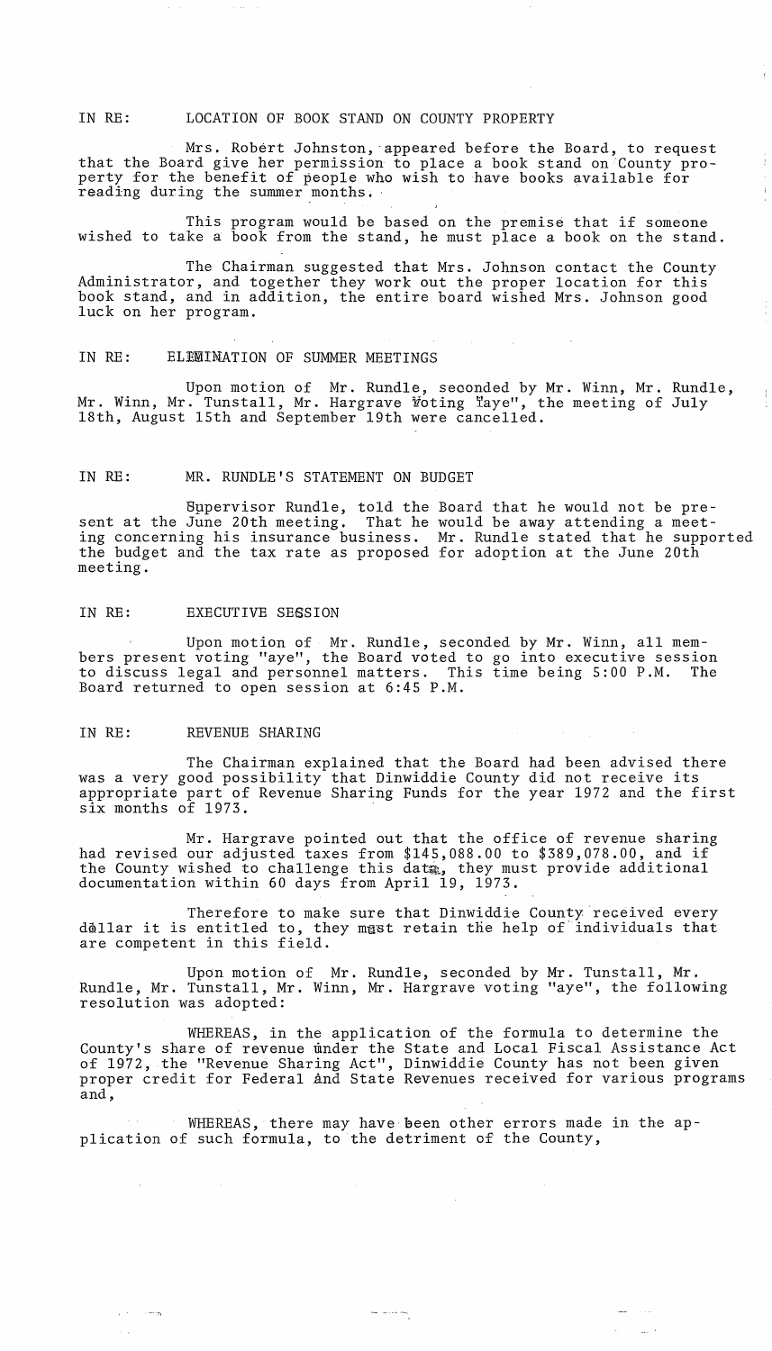IN RE: LOCATION OF BOOK STAND ON COUNTY PROPERTY

Mrs. Robert Johnston, appeared before the Board, to request that the Board give her permission to place a book stand on County property for the benefit of people who wish to have books available for reading during the summer months.

This program would be based on the premise that if someone wished to take a book from the stand, he must place a book on the stand.

The Chairman suggested that Mrs. Johnson contact the County Administrator, and together they work out the proper location for this book stand, and in addition, the entire board wished Mrs. Johnson good luck on her program.

IN RE: ELIMINATION OF SUMMER MEETINGS

Upon motion of Mr. Rundle, seconded by Mr. Winn, Mr. Rundle, Mr. Winn, Mr. Tunstall, Mr. Hargrave voting "aye", the meeting of July 18th, August 15th and September 19th were cancelled.

IN RE: MR. RUNDLE'S STATEMENT ON BUDGET

Supervisor Rundle, told the Board that he would not be present at the June 20th meeting. That he would be away attending a meeting concerning his insurance business. Mr. Rundle stated that he supported the budget and the tax rate as proposed for adoption at the June 20th meeting.

IN RE: EXECUTIVE SESSION

Upon motion of Mr. Rundle, seconded by Mr. Winn, all members present voting "aye", the Board voted to go into executive session to discuss legal and personnel matters. This time being 5:00 P.M. The Board returned to open session at 6:45 P.M.

IN RE: REVENUE SHARING

The Chairman explained that the Board had been advised there was a very good possibility that Dinwiddie County did not receive its appropriate part of Revenue Sharing Funds for the year 1972 and the first six months of 1973.

Mr. Hargrave pointed out that the office of revenue sharing had revised our adjusted taxes from $145,088.00 to $389,078.00, and if the County wished to challenge this data, they must provide additional documentation within 60 days from April 19, 1973.

Therefore to make sure that Dinwiddie County received every dollar it is entitled to, they must retain the help of individuals that are competent in this field.

Upon motion of Mr. Rundle, seconded by Mr. Tunstall, Mr. Rundle, Mr. Tunstall, Mr. Winn, Mr. Hargrave voting "aye", the following resolution was adopted:

WHEREAS, in the application of the formula to determine the County's share of revenue under the State and Local Fiscal Assistance Act of 1972, the "Revenue Sharing Act", Dinwiddie County has not been given proper credit for Federal And State Revenues received for various programs and,

WHEREAS, there may have been other errors made in the application of such formula, to the detriment of the County,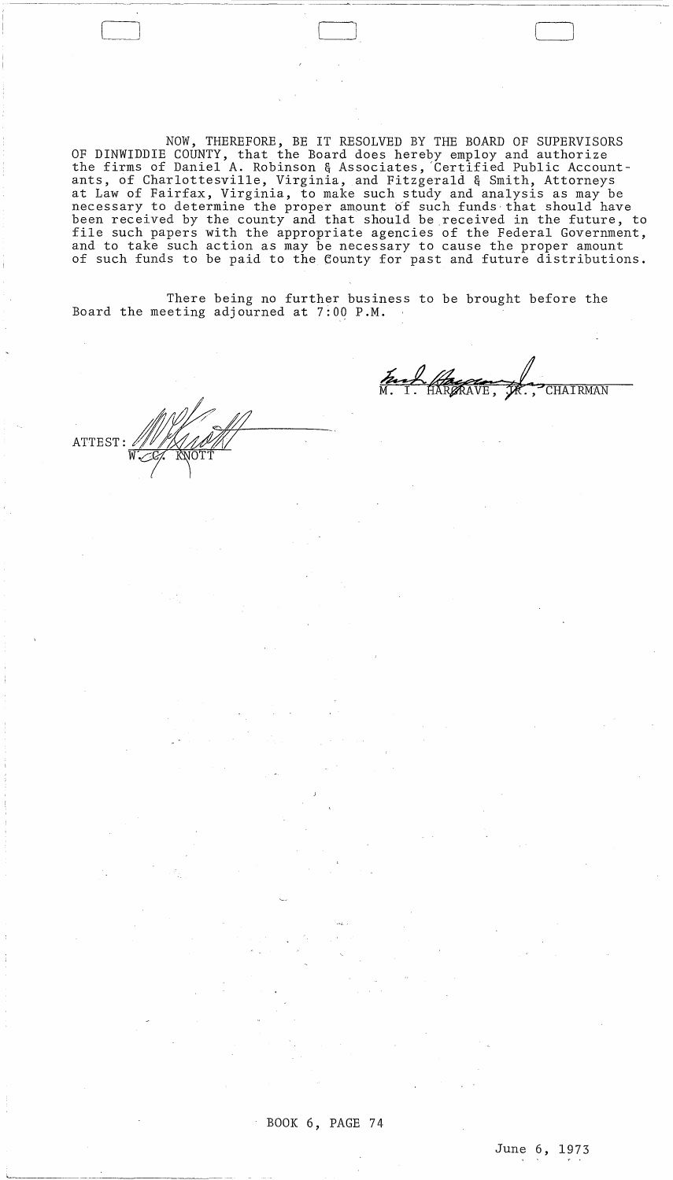NOW, THEREFORE, BE IT RESOLVED BY THE BOARD OF SUPERVISORS OF DINWIDDIE COUNTY, that the Board does hereby employ and authorize the firms of Daniel A. Robinson & Associates, Certified Public Accountants, of Charlottesville, Virginia, and Fitzgerald & Smith, Attorneys at Law of Fairfax, Virginia, to make such study and analysis as may be necessary to determine the proper amount of such funds that should have been received by the county and that should be received in the future, to file such papers with the appropriate agencies of the Federal Government, and to take such action as may be necessary to cause the proper amount of such funds to be paid to the County for past and future distributions.

There being no further business to be brought before the Board the meeting adjourned at 7:00 P.M.

M. I. HARGRAVE, JR., CHAIRMAN

ATTEST: W. C. KNOTT

BOOK 6, PAGE 74

June 6, 1973